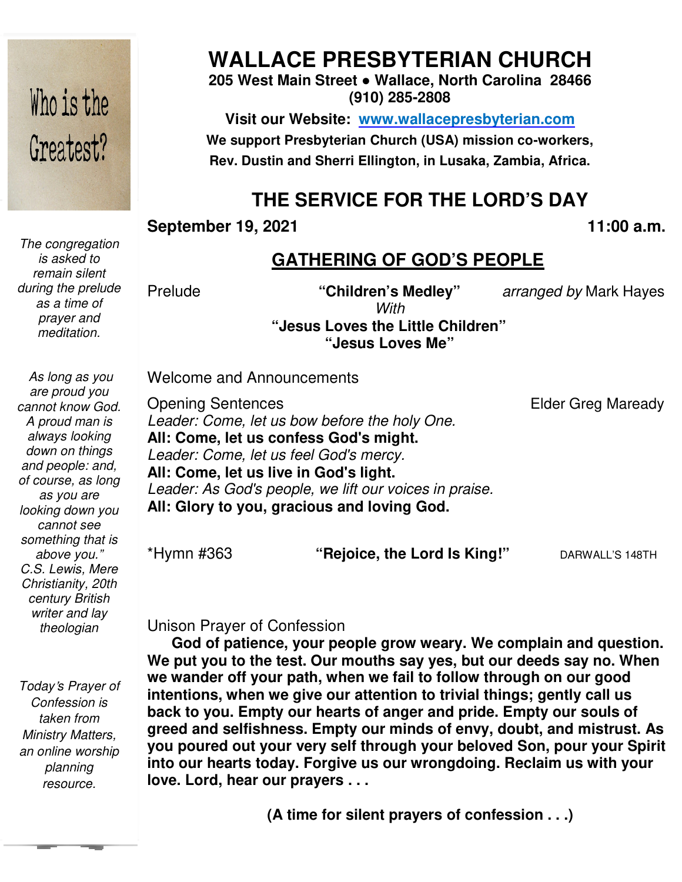Who is the Greatest?

*The congregation is asked to remain silent during the prelude as a time of prayer and meditation.*

*As long as you are proud you cannot know God. A proud man is always looking down on things and people: and, of course, as long as you are looking down you cannot see something that is above you." C.S. Lewis, Mere Christianity, 20th century British writer and lay theologian*

*Today's Prayer of Confession is taken from Ministry Matters, an online worship planning resource.*

# WALLACE PRESBYTERIAN CHURCH

**205 West Main Street ● Wallace, North Carolina 28466**
**(910) 285-2808**

**Visit our Website: [www.wallacepresbyterian.com](http://www.wallacepresbyterian.com)**

**We support Presbyterian Church (USA) mission co-workers, Rev. Dustin and Sherri Ellington, in Lusaka, Zambia, Africa.**

## THE SERVICE FOR THE LORD'S DAY

**September 19, 2021** **11:00 a.m.**

## GATHERING OF GOD'S PEOPLE

Prelude **"Children's Medley"** *arranged by* Mark Hayes
*With*
**"Jesus Loves the Little Children"**
**"Jesus Loves Me"**

Welcome and Announcements

Opening Sentences Elder Greg Maready

*Leader: Come, let us bow before the holy One.*
**All: Come, let us confess God's might.**
*Leader: Come, let us feel God's mercy.*
**All: Come, let us live in God's light.**
*Leader: As God's people, we lift our voices in praise.*
**All: Glory to you, gracious and loving God.**

*Hymn #363 **"Rejoice, the Lord Is King!"** DARWALL'S 148TH

Unison Prayer of Confession

**God of patience, your people grow weary. We complain and question. We put you to the test. Our mouths say yes, but our deeds say no. When we wander off your path, when we fail to follow through on our good intentions, when we give our attention to trivial things; gently call us back to you. Empty our hearts of anger and pride. Empty our souls of greed and selfishness. Empty our minds of envy, doubt, and mistrust. As you poured out your very self through your beloved Son, pour your Spirit into our hearts today. Forgive us our wrongdoing. Reclaim us with your love. Lord, hear our prayers . . .**

**(A time for silent prayers of confession . . .)**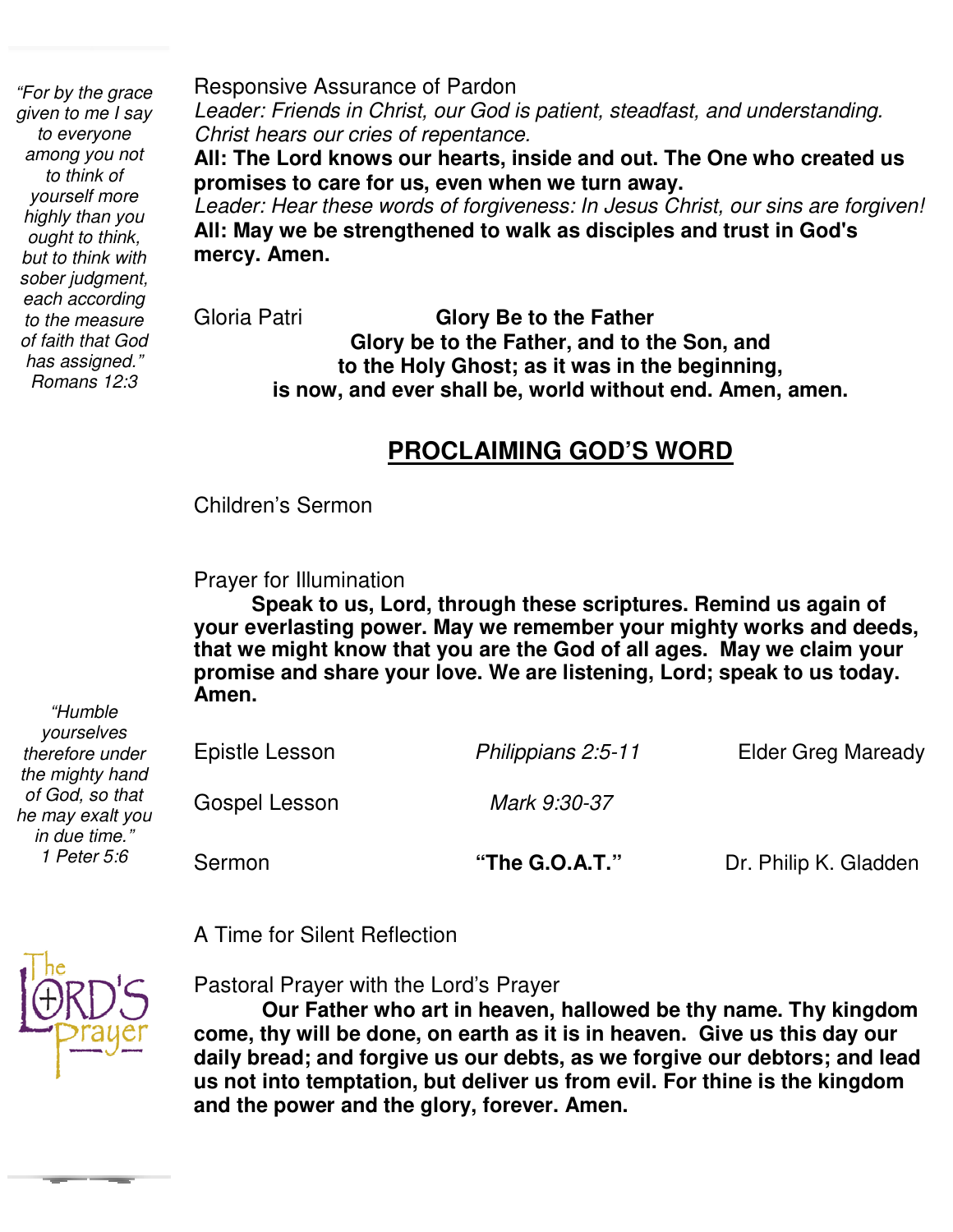*"For by the grace given to me I say to everyone among you not to think of yourself more highly than you ought to think, but to think with sober judgment, each according to the measure of faith that God has assigned." Romans 12:3*

Responsive Assurance of Pardon

*Leader: Friends in Christ, our God is patient, steadfast, and understanding. Christ hears our cries of repentance.*

**All: The Lord knows our hearts, inside and out. The One who created us promises to care for us, even when we turn away.**

*Leader: Hear these words of forgiveness: In Jesus Christ, our sins are forgiven!*

**All: May we be strengthened to walk as disciples and trust in God's mercy. Amen.**

Gloria Patri **Glory Be to the Father**

**Glory be to the Father, and to the Son, and to the Holy Ghost; as it was in the beginning, is now, and ever shall be, world without end. Amen, amen.**

## PROCLAIMING GOD'S WORD

Children's Sermon

Prayer for Illumination

**Speak to us, Lord, through these scriptures. Remind us again of your everlasting power. May we remember your mighty works and deeds, that we might know that you are the God of all ages. May we claim your promise and share your love. We are listening, Lord; speak to us today. Amen.**

*"Humble yourselves therefore under the mighty hand of God, so that he may exalt you in due time." 1 Peter 5:6*

Epistle Lesson *Philippians 2:5-11* Elder Greg Maready

Gospel Lesson *Mark 9:30-37*

Sermon **"The G.O.A.T."** Dr. Philip K. Gladden

A Time for Silent Reflection

Pastoral Prayer with the Lord's Prayer

**Our Father who art in heaven, hallowed be thy name. Thy kingdom come, thy will be done, on earth as it is in heaven. Give us this day our daily bread; and forgive us our debts, as we forgive our debtors; and lead us not into temptation, but deliver us from evil. For thine is the kingdom and the power and the glory, forever. Amen.**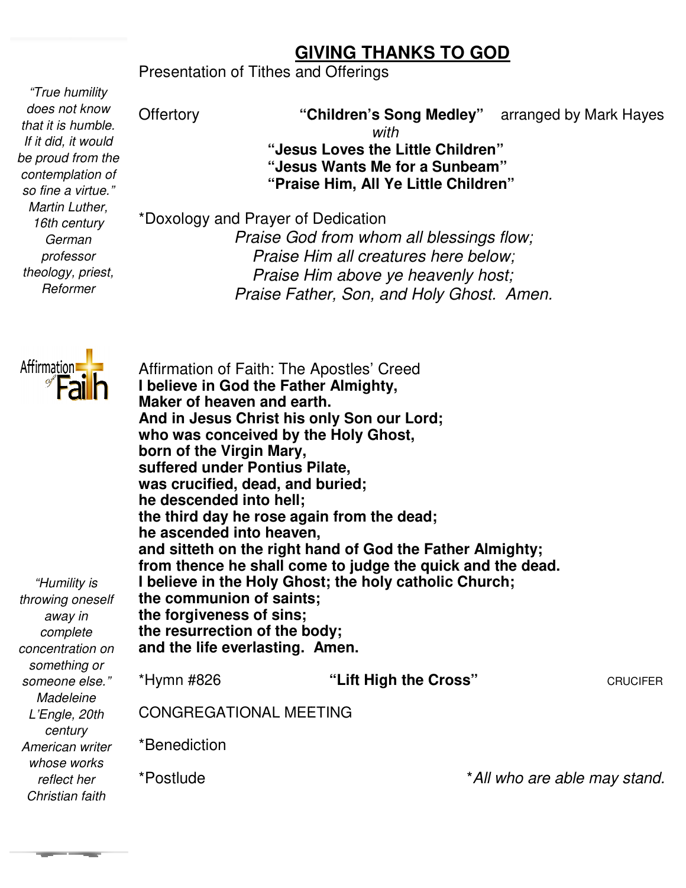## GIVING THANKS TO GOD

Presentation of Tithes and Offerings

*"True humility does not know that it is humble. If it did, it would be proud from the contemplation of so fine a virtue." Martin Luther, 16th century German professor theology, priest, Reformer*

Offertory **"Children's Song Medley"** arranged by Mark Hayes
*with*
**"Jesus Loves the Little Children"**
**"Jesus Wants Me for a Sunbeam"**
**"Praise Him, All Ye Little Children"**

*Doxology and Prayer of Dedication

*Praise God from whom all blessings flow;*
*Praise Him all creatures here below;*
*Praise Him above ye heavenly host;*
*Praise Father, Son, and Holy Ghost. Amen.*

Affirmation of Faith: The Apostles' Creed

**I believe in God the Father Almighty,**
**Maker of heaven and earth.**
**And in Jesus Christ his only Son our Lord;**
**who was conceived by the Holy Ghost,**
**born of the Virgin Mary,**
**suffered under Pontius Pilate,**
**was crucified, dead, and buried;**
**he descended into hell;**
**the third day he rose again from the dead;**
**he ascended into heaven,**
**and sitteth on the right hand of God the Father Almighty;**
**from thence he shall come to judge the quick and the dead.**
**I believe in the Holy Ghost; the holy catholic Church;**
**the communion of saints;**
**the forgiveness of sins;**
**the resurrection of the body;**
**and the life everlasting. Amen.**

*"Humility is throwing oneself away in complete concentration on something or someone else." Madeleine L'Engle, 20th century American writer whose works reflect her Christian faith*

*Hymn #826 **"Lift High the Cross"** CRUCIFER

CONGREGATIONAL MEETING

*Benediction

*Postlude

**All who are able may stand.*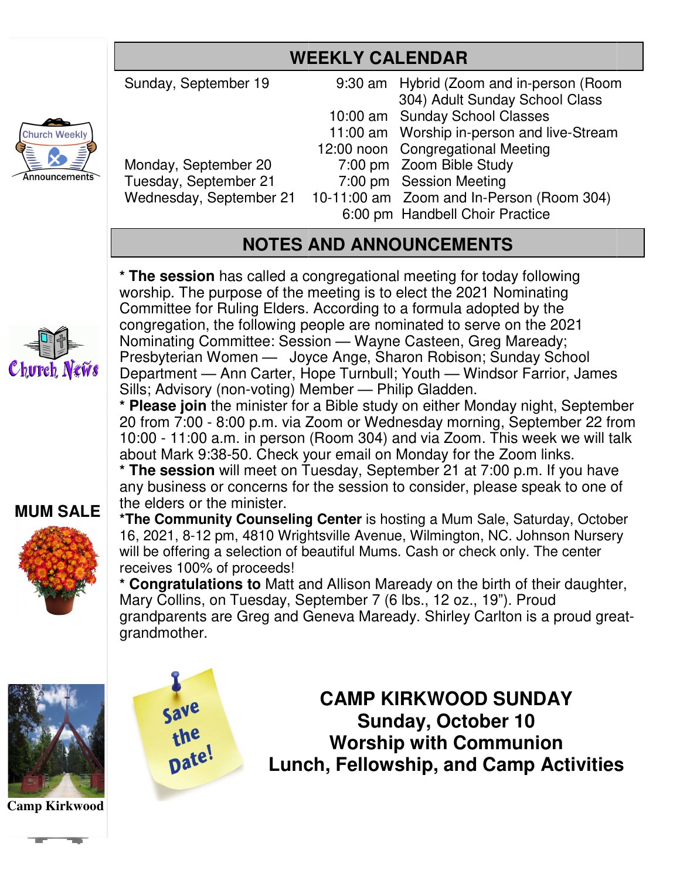## WEEKLY CALENDAR

| | | |
|---|---|---|
| Sunday, September 19 | 9:30 am | Hybrid (Zoom and in-person (Room 304) Adult Sunday School Class |
| | 10:00 am | Sunday School Classes |
| | 11:00 am | Worship in-person and live-Stream |
| | 12:00 noon | Congregational Meeting |
| Monday, September 20 | 7:00 pm | Zoom Bible Study |
| Tuesday, September 21 | 7:00 pm | Session Meeting |
| Wednesday, September 21 | 10-11:00 am | Zoom and In-Person (Room 304) |
| | 6:00 pm | Handbell Choir Practice |

## NOTES AND ANNOUNCEMENTS

* **The session** has called a congregational meeting for today following worship. The purpose of the meeting is to elect the 2021 Nominating Committee for Ruling Elders. According to a formula adopted by the congregation, the following people are nominated to serve on the 2021 Nominating Committee: Session — Wayne Casteen, Greg Maready; Presbyterian Women — Joyce Ange, Sharon Robison; Sunday School Department — Ann Carter, Hope Turnbull; Youth — Windsor Farrior, James Sills; Advisory (non-voting) Member — Philip Gladden.

* **Please join** the minister for a Bible study on either Monday night, September 20 from 7:00 - 8:00 p.m. via Zoom or Wednesday morning, September 22 from 10:00 - 11:00 a.m. in person (Room 304) and via Zoom. This week we will talk about Mark 9:38-50. Check your email on Monday for the Zoom links.

* **The session** will meet on Tuesday, September 21 at 7:00 p.m. If you have any business or concerns for the session to consider, please speak to one of the elders or the minister.

**MUM SALE**

***The Community Counseling Center** is hosting a Mum Sale, Saturday, October 16, 2021, 8-12 pm, 4810 Wrightsville Avenue, Wilmington, NC. Johnson Nursery will be offering a selection of beautiful Mums. Cash or check only. The center receives 100% of proceeds!

* **Congratulations to** Matt and Allison Maready on the birth of their daughter, Mary Collins, on Tuesday, September 7 (6 lbs., 12 oz., 19"). Proud grandparents are Greg and Geneva Maready. Shirley Carlton is a proud great-grandmother.

Save the Date!

**CAMP KIRKWOOD SUNDAY**
**Sunday, October 10**
**Worship with Communion**
**Lunch, Fellowship, and Camp Activities**

Camp Kirkwood